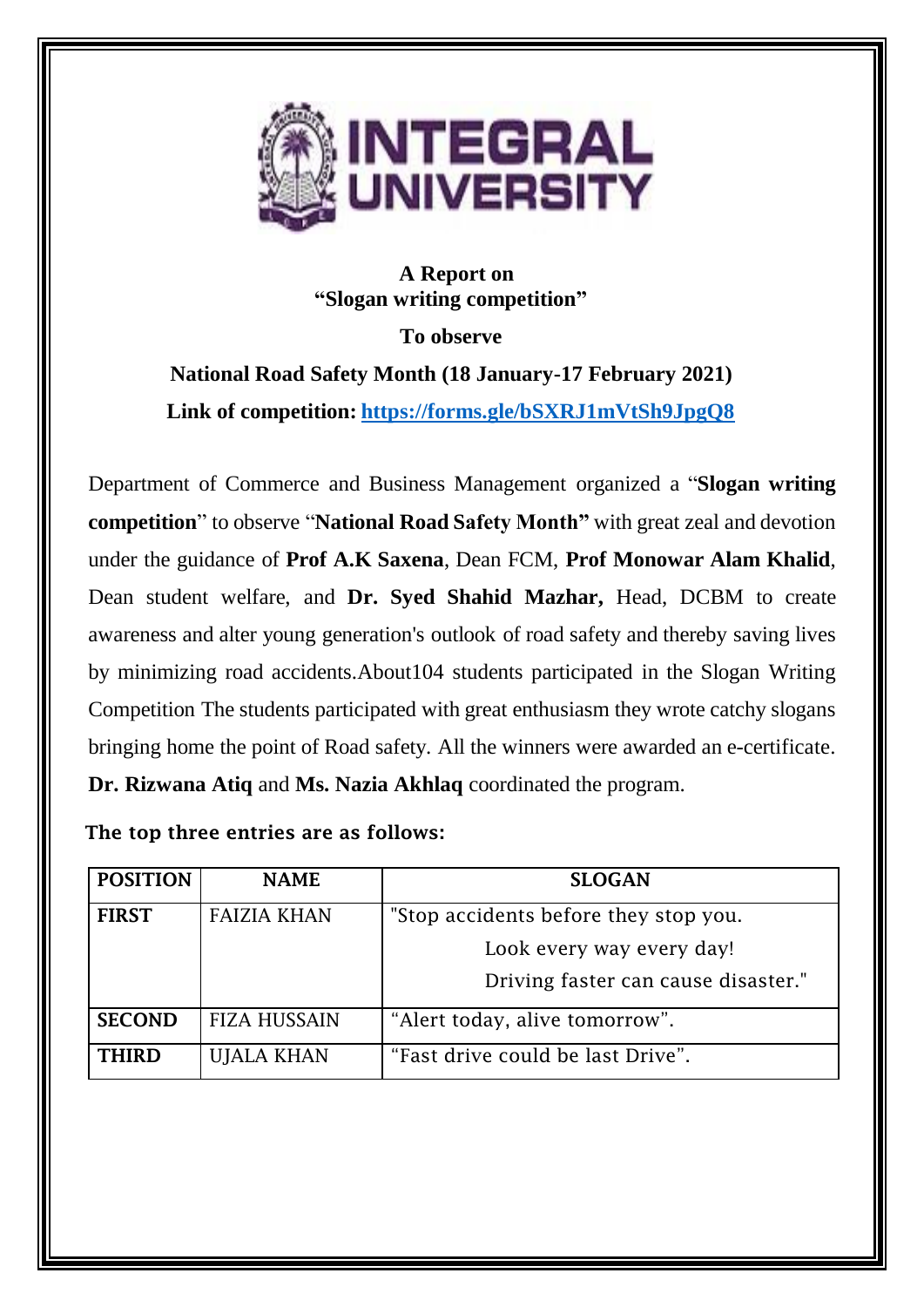**INTEGRAL UNIVERSITY**

**A Report on**
**"Slogan writing competition"**

**To observe**

**National Road Safety Month (18 January-17 February 2021)**

**Link of competition: https://forms.gle/bSXRJ1mVtSh9JpgQ8**

Department of Commerce and Business Management organized a "**Slogan writing competition**" to observe "**National Road Safety Month"** with great zeal and devotion under the guidance of **Prof A.K Saxena**, Dean FCM, **Prof Monowar Alam Khalid**, Dean student welfare, and **Dr. Syed Shahid Mazhar,** Head, DCBM to create awareness and alter young generation's outlook of road safety and thereby saving lives by minimizing road accidents.About104 students participated in the Slogan Writing Competition The students participated with great enthusiasm they wrote catchy slogans bringing home the point of Road safety. All the winners were awarded an e-certificate. **Dr. Rizwana Atiq** and **Ms. Nazia Akhlaq** coordinated the program.

**The top three entries are as follows:**

| POSITION | NAME | SLOGAN |
|---|---|---|
| **FIRST** | FAIZIA KHAN | "Stop accidents before they stop you. Look every way every day! Driving faster can cause disaster." |
| **SECOND** | FIZA HUSSAIN | "Alert today, alive tomorrow". |
| **THIRD** | UJALA KHAN | "Fast drive could be last Drive". |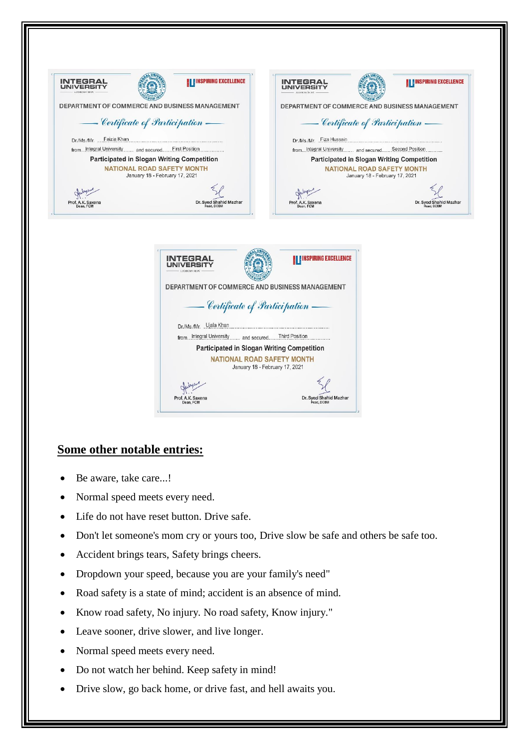INTEGRAL UNIVERSITY

INSPIRING EXCELLENCE

DEPARTMENT OF COMMERCE AND BUSINESS MANAGEMENT

*Certificate of Participation*

Dr./Ms./Mr. Faizia Khan

from Integral University and secured First Position

Participated in Slogan Writing Competition

NATIONAL ROAD SAFETY MONTH

January 18 - February 17, 2021

Prof. A.K. Saxena, Dean, FCM

Dr. Syed Shahid Mazhar, Head, DCBM

INTEGRAL UNIVERSITY

INSPIRING EXCELLENCE

DEPARTMENT OF COMMERCE AND BUSINESS MANAGEMENT

*Certificate of Participation*

Dr./Ms./Mr. Fiza Hussain

from Integral University and secured Second Position

Participated in Slogan Writing Competition

NATIONAL ROAD SAFETY MONTH

January 18 - February 17, 2021

Prof. A.K. Saxena, Dean, FCM

Dr. Syed Shahid Mazhar, Head, DCBM

INTEGRAL UNIVERSITY

INSPIRING EXCELLENCE

DEPARTMENT OF COMMERCE AND BUSINESS MANAGEMENT

*Certificate of Participation*

Dr./Ms./Mr. Ujala Khan

from Integral University and secured Third Position

Participated in Slogan Writing Competition

NATIONAL ROAD SAFETY MONTH

January 18 - February 17, 2021

Prof. A.K. Saxena, Dean, FCM

Dr. Syed Shahid Mazhar, Head, DCBM

## Some other notable entries:

- Be aware, take care...!
- Normal speed meets every need.
- Life do not have reset button. Drive safe.
- Don't let someone's mom cry or yours too, Drive slow be safe and others be safe too.
- Accident brings tears, Safety brings cheers.
- Dropdown your speed, because you are your family's need"
- Road safety is a state of mind; accident is an absence of mind.
- Know road safety, No injury. No road safety, Know injury."
- Leave sooner, drive slower, and live longer.
- Normal speed meets every need.
- Do not watch her behind. Keep safety in mind!
- Drive slow, go back home, or drive fast, and hell awaits you.